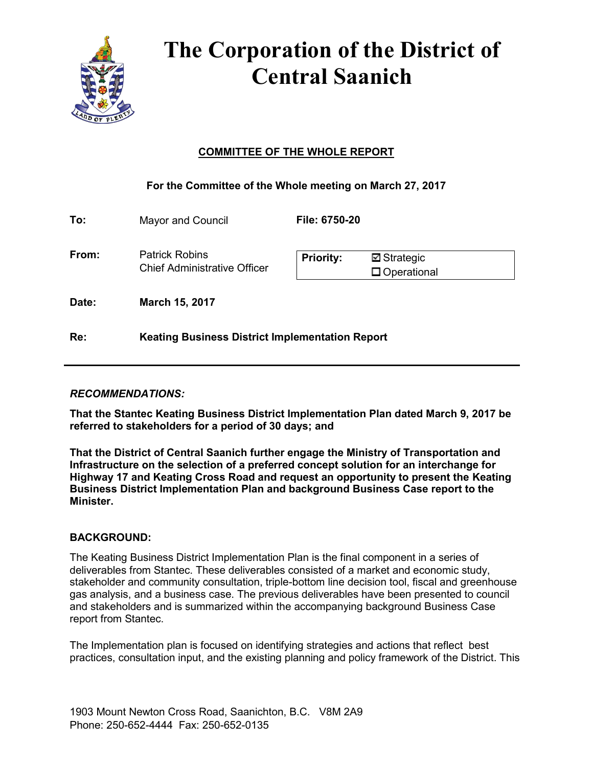# The Corporation of the District of Central Saanich

## COMMITTEE OF THE WHOLE REPORT

**For the Committee of the Whole meeting on March 27, 2017**

| | | | |
|---|---|---|---|
| **To:** | Mayor and Council | **File: 6750-20** | |
| **From:** | Patrick Robins<br>Chief Administrative Officer | **Priority:** | ☑ Strategic<br>☐ Operational |
| **Date:** | **March 15, 2017** | | |
| **Re:** | **Keating Business District Implementation Report** | | |

***RECOMMENDATIONS:***

**That the Stantec Keating Business District Implementation Plan dated March 9, 2017 be referred to stakeholders for a period of 30 days; and**

**That the District of Central Saanich further engage the Ministry of Transportation and Infrastructure on the selection of a preferred concept solution for an interchange for Highway 17 and Keating Cross Road and request an opportunity to present the Keating Business District Implementation Plan and background Business Case report to the Minister.**

**BACKGROUND:**

The Keating Business District Implementation Plan is the final component in a series of deliverables from Stantec. These deliverables consisted of a market and economic study, stakeholder and community consultation, triple-bottom line decision tool, fiscal and greenhouse gas analysis, and a business case. The previous deliverables have been presented to council and stakeholders and is summarized within the accompanying background Business Case report from Stantec.

The Implementation plan is focused on identifying strategies and actions that reflect best practices, consultation input, and the existing planning and policy framework of the District. This

1903 Mount Newton Cross Road, Saanichton, B.C. V8M 2A9
Phone: 250-652-4444 Fax: 250-652-0135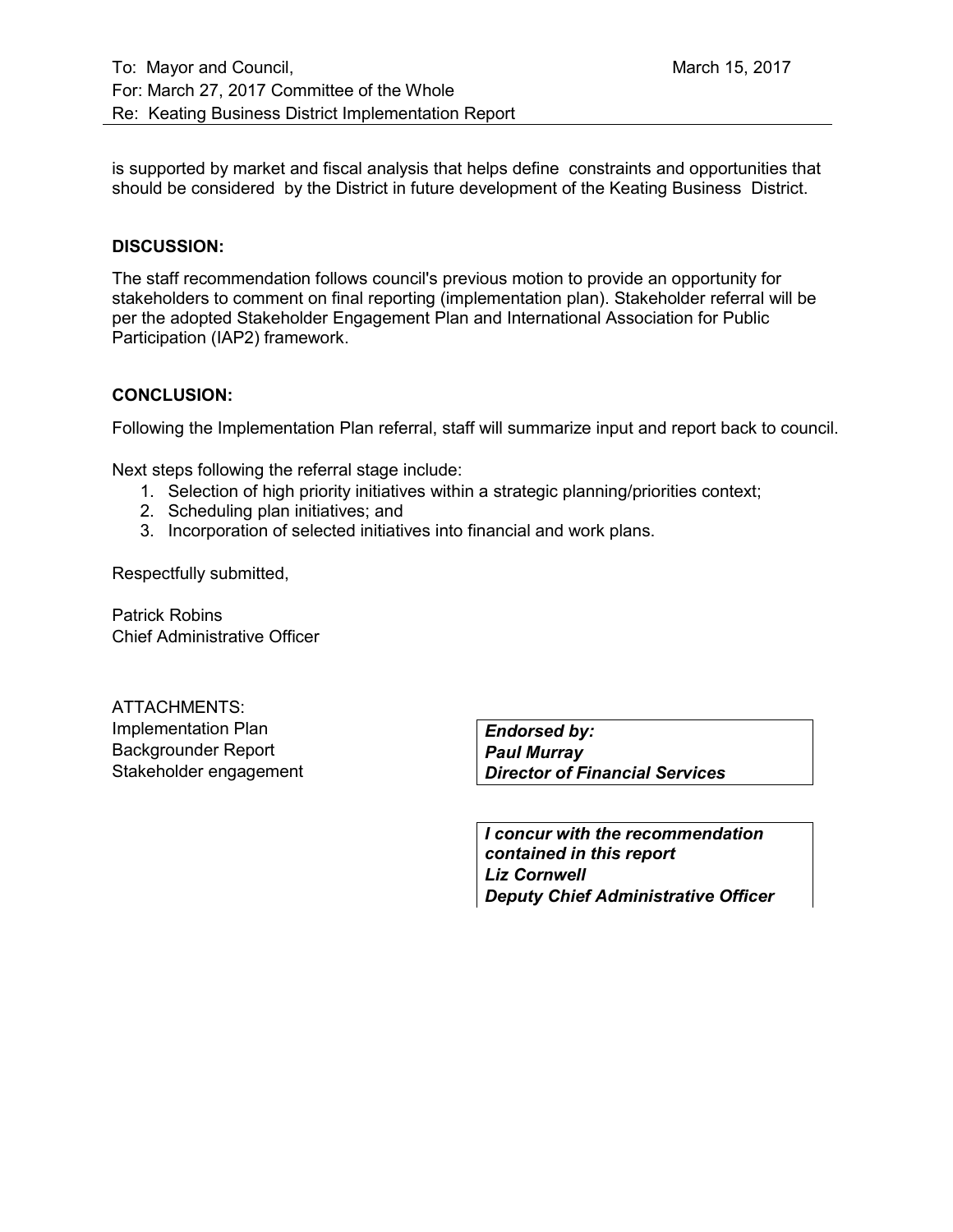is supported by market and fiscal analysis that helps define constraints and opportunities that should be considered by the District in future development of the Keating Business District.

**DISCUSSION:**

The staff recommendation follows council's previous motion to provide an opportunity for stakeholders to comment on final reporting (implementation plan). Stakeholder referral will be per the adopted Stakeholder Engagement Plan and International Association for Public Participation (IAP2) framework.

**CONCLUSION:**

Following the Implementation Plan referral, staff will summarize input and report back to council.

Next steps following the referral stage include:

1. Selection of high priority initiatives within a strategic planning/priorities context;
2. Scheduling plan initiatives; and
3. Incorporation of selected initiatives into financial and work plans.

Respectfully submitted,

Patrick Robins
Chief Administrative Officer

ATTACHMENTS:
Implementation Plan
Backgrounder Report
Stakeholder engagement

***Endorsed by:***
***Paul Murray***
***Director of Financial Services***

***I concur with the recommendation contained in this report***
***Liz Cornwell***
***Deputy Chief Administrative Officer***